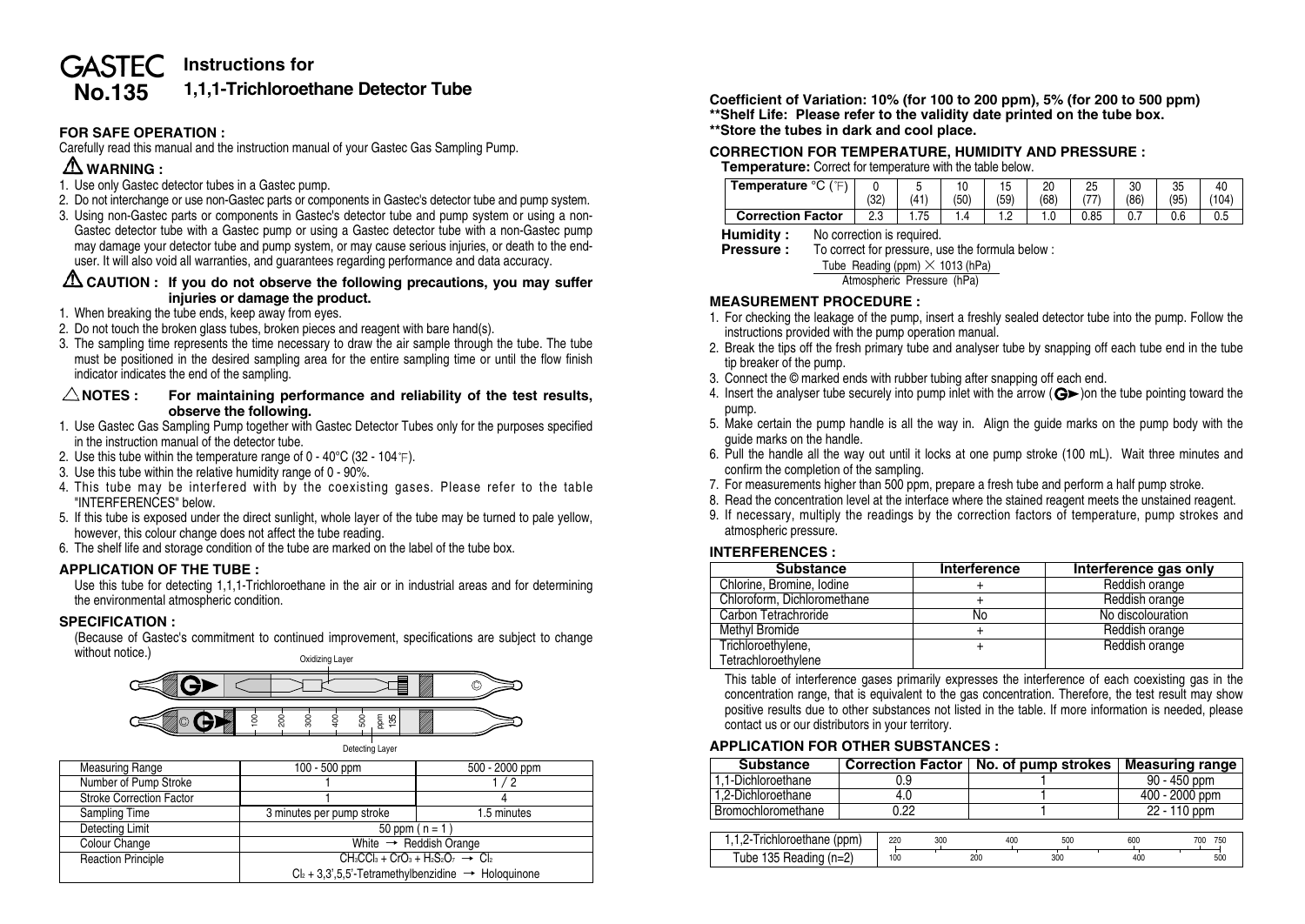# GASTEC No.135 Instructions for 1,1,1-Trichloroethane Detector Tube

## FOR SAFE OPERATION :

Carefully read this manual and the instruction manual of your Gastec Gas Sampling Pump.

### ⚠ WARNING :

1. Use only Gastec detector tubes in a Gastec pump.
2. Do not interchange or use non-Gastec parts or components in Gastec's detector tube and pump system.
3. Using non-Gastec parts or components in Gastec's detector tube and pump system or using a non-Gastec detector tube with a Gastec pump or using a Gastec detector tube with a non-Gastec pump may damage your detector tube and pump system, or may cause serious injuries, or death to the end-user. It will also void all warranties, and guarantees regarding performance and data accuracy.

### ⚠ CAUTION : If you do not observe the following precautions, you may suffer injuries or damage the product.

1. When breaking the tube ends, keep away from eyes.
2. Do not touch the broken glass tubes, broken pieces and reagent with bare hand(s).
3. The sampling time represents the time necessary to draw the air sample through the tube. The tube must be positioned in the desired sampling area for the entire sampling time or until the flow finish indicator indicates the end of the sampling.

### △ NOTES : For maintaining performance and reliability of the test results, observe the following.

1. Use Gastec Gas Sampling Pump together with Gastec Detector Tubes only for the purposes specified in the instruction manual of the detector tube.
2. Use this tube within the temperature range of 0 - 40°C (32 - 104°F).
3. Use this tube within the relative humidity range of 0 - 90%.
4. This tube may be interfered with by the coexisting gases. Please refer to the table "INTERFERENCES" below.
5. If this tube is exposed under the direct sunlight, whole layer of the tube may be turned to pale yellow, however, this colour change does not affect the tube reading.
6. The shelf life and storage condition of the tube are marked on the label of the tube box.

## APPLICATION OF THE TUBE :

Use this tube for detecting 1,1,1-Trichloroethane in the air or in industrial areas and for determining the environmental atmospheric condition.

## SPECIFICATION :

(Because of Gastec's commitment to continued improvement, specifications are subject to change without notice.)

Oxidizing Layer

100 — 200 — 300 — 400 — 500 — ppm 135

Detecting Layer

| Measuring Range | 100 - 500 ppm | 500 - 2000 ppm |
|---|---|---|
| Number of Pump Stroke | 1 | 1 / 2 |
| Stroke Correction Factor | 1 | 4 |
| Sampling Time | 3 minutes per pump stroke | 1.5 minutes |
| Detecting Limit | 50 ppm ( n = 1 ) | |
| Colour Change | White → Reddish Orange | |
| Reaction Principle | $CH_3CCl_3 + CrO_3 + H_2S_2O_7 \rightarrow Cl_2$<br>$Cl_2$ + 3,3',5,5'-Tetramethylbenzidine → Holoquinone | |

**Coefficient of Variation: 10% (for 100 to 200 ppm), 5% (for 200 to 500 ppm)**
**\*\*Shelf Life: Please refer to the validity date printed on the tube box.**
**\*\*Store the tubes in dark and cool place.**

## CORRECTION FOR TEMPERATURE, HUMIDITY AND PRESSURE :

**Temperature:** Correct for temperature with the table below.

| Temperature °C (°F) | 0 (32) | 5 (41) | 10 (50) | 15 (59) | 20 (68) | 25 (77) | 30 (86) | 35 (95) | 40 (104) |
|---|---|---|---|---|---|---|---|---|---|
| Correction Factor | 2.3 | 1.75 | 1.4 | 1.2 | 1.0 | 0.85 | 0.7 | 0.6 | 0.5 |

**Humidity :** No correction is required.

**Pressure :** To correct for pressure, use the formula below :

$$\frac{\text{Tube Reading (ppm)} \times 1013 \text{ (hPa)}}{\text{Atmospheric Pressure (hPa)}}$$

## MEASUREMENT PROCEDURE :

1. For checking the leakage of the pump, insert a freshly sealed detector tube into the pump. Follow the instructions provided with the pump operation manual.
2. Break the tips off the fresh primary tube and analyser tube by snapping off each tube end in the tube tip breaker of the pump.
3. Connect the © marked ends with rubber tubing after snapping off each end.
4. Insert the analyser tube securely into pump inlet with the arrow (G►)on the tube pointing toward the pump.
5. Make certain the pump handle is all the way in. Align the guide marks on the pump body with the guide marks on the handle.
6. Pull the handle all the way out until it locks at one pump stroke (100 mL). Wait three minutes and confirm the completion of the sampling.
7. For measurements higher than 500 ppm, prepare a fresh tube and perform a half pump stroke.
8. Read the concentration level at the interface where the stained reagent meets the unstained reagent.
9. If necessary, multiply the readings by the correction factors of temperature, pump strokes and atmospheric pressure.

## INTERFERENCES :

| Substance | Interference | Interference gas only |
|---|---|---|
| Chlorine, Bromine, Iodine | + | Reddish orange |
| Chloroform, Dichloromethane | + | Reddish orange |
| Carbon Tetrachroride | No | No discolouration |
| Methyl Bromide | + | Reddish orange |
| Trichloroethylene, Tetrachloroethylene | + | Reddish orange |

This table of interference gases primarily expresses the interference of each coexisting gas in the concentration range, that is equivalent to the gas concentration. Therefore, the test result may show positive results due to other substances not listed in the table. If more information is needed, please contact us or our distributors in your territory.

## APPLICATION FOR OTHER SUBSTANCES :

| Substance | Correction Factor | No. of pump strokes | Measuring range |
|---|---|---|---|
| 1,1-Dichloroethane | 0.9 | 1 | 90 - 450 ppm |
| 1,2-Dichloroethane | 4.0 | 1 | 400 - 2000 ppm |
| Bromochloromethane | 0.22 | 1 | 22 - 110 ppm |

| 1,1,2-Trichloroethane (ppm) | 220 | 300 | 400 | 500 | 600 | 700 | 750 |
|---|---|---|---|---|---|---|---|
| Tube 135 Reading (n=2) | 100 | 200 | 300 | 400 | 500 | | |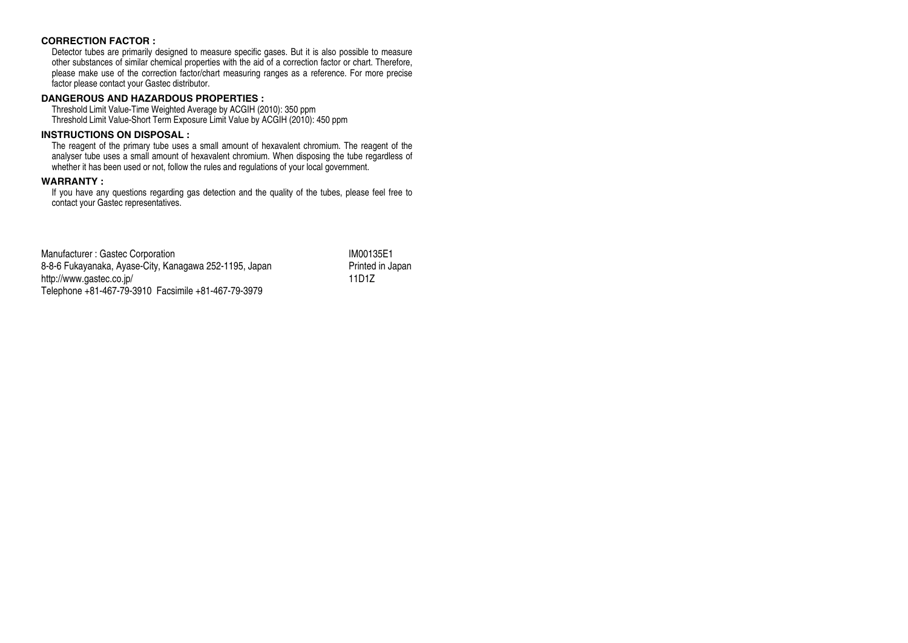## CORRECTION FACTOR :

Detector tubes are primarily designed to measure specific gases. But it is also possible to measure other substances of similar chemical properties with the aid of a correction factor or chart. Therefore, please make use of the correction factor/chart measuring ranges as a reference. For more precise factor please contact your Gastec distributor.

## DANGEROUS AND HAZARDOUS PROPERTIES :

Threshold Limit Value-Time Weighted Average by ACGIH (2010): 350 ppm
Threshold Limit Value-Short Term Exposure Limit Value by ACGIH (2010): 450 ppm

## INSTRUCTIONS ON DISPOSAL :

The reagent of the primary tube uses a small amount of hexavalent chromium. The reagent of the analyser tube uses a small amount of hexavalent chromium. When disposing the tube regardless of whether it has been used or not, follow the rules and regulations of your local government.

## WARRANTY :

If you have any questions regarding gas detection and the quality of the tubes, please feel free to contact your Gastec representatives.

Manufacturer : Gastec Corporation
8-8-6 Fukayanaka, Ayase-City, Kanagawa 252-1195, Japan
http://www.gastec.co.jp/
Telephone +81-467-79-3910 Facsimile +81-467-79-3979

IM00135E1
Printed in Japan
11D1Z